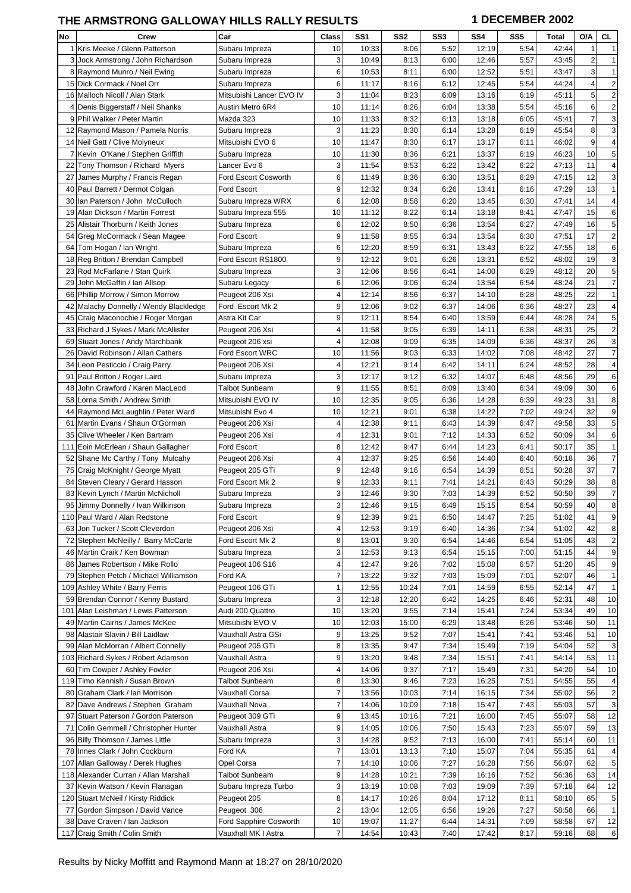# THE ARMSTRONG GALLOWAY HILLS RALLY RESULTS

## 1 DECEMBER 2002

| No | Crew | Car | Class | SS1 | SS2 | SS3 | SS4 | SS5 | Total | O/A | CL |
|---|---|---|---|---|---|---|---|---|---|---|---|
| 1 | Kris Meeke / Glenn Patterson | Subaru Impreza | 10 | 10:33 | 8:06 | 5:52 | 12:19 | 5:54 | 42:44 | 1 | 1 |
| 3 | Jock Armstrong / John Richardson | Subaru Impreza | 3 | 10:49 | 8:13 | 6:00 | 12:46 | 5:57 | 43:45 | 2 | 1 |
| 8 | Raymond Munro / Neil Ewing | Subaru Impreza | 6 | 10:53 | 8:11 | 6:00 | 12:52 | 5:51 | 43:47 | 3 | 1 |
| 15 | Dick Cormack / Noel Orr | Subaru Impreza | 6 | 11:17 | 8:16 | 6:12 | 12:45 | 5:54 | 44:24 | 4 | 2 |
| 16 | Malloch Nicoll / Alan Stark | Mitsubishi Lancer EVO IV | 3 | 11:04 | 8:23 | 6:09 | 13:16 | 6:19 | 45:11 | 5 | 2 |
| 4 | Denis Biggerstaff / Neil Shanks | Austin Metro 6R4 | 10 | 11:14 | 8:26 | 6:04 | 13:38 | 5:54 | 45:16 | 6 | 2 |
| 9 | Phil Walker / Peter Martin | Mazda 323 | 10 | 11:33 | 8:32 | 6:13 | 13:18 | 6:05 | 45:41 | 7 | 3 |
| 12 | Raymond Mason / Pamela Norris | Subaru Impreza | 3 | 11:23 | 8:30 | 6:14 | 13:28 | 6:19 | 45:54 | 8 | 3 |
| 14 | Neil Gatt / Clive Molyneux | Mitsubishi EVO 6 | 10 | 11:47 | 8:30 | 6:17 | 13:17 | 6:11 | 46:02 | 9 | 4 |
| 7 | Kevin O'Kane / Stephen Griffith | Subaru Impreza | 10 | 11:30 | 8:36 | 6:21 | 13:37 | 6:19 | 46:23 | 10 | 5 |
| 22 | Tony Thomson / Richard Myers | Lancer Evo 6 | 3 | 11:54 | 8:53 | 6:22 | 13:42 | 6:22 | 47:13 | 11 | 4 |
| 27 | James Murphy / Francis Regan | Ford Escort Cosworth | 6 | 11:49 | 8:36 | 6:30 | 13:51 | 6:29 | 47:15 | 12 | 3 |
| 40 | Paul Barrett / Dermot Colgan | Ford Escort | 9 | 12:32 | 8:34 | 6:26 | 13:41 | 6:16 | 47:29 | 13 | 1 |
| 30 | Ian Paterson / John McCulloch | Subaru Impreza WRX | 6 | 12:08 | 8:58 | 6:20 | 13:45 | 6:30 | 47:41 | 14 | 4 |
| 19 | Alan Dickson / Martin Forrest | Subaru Impreza 555 | 10 | 11:12 | 8:22 | 6:14 | 13:18 | 8:41 | 47:47 | 15 | 6 |
| 25 | Alistair Thorburn / Keith Jones | Subaru Impreza | 6 | 12:02 | 8:50 | 6:36 | 13:54 | 6:27 | 47:49 | 16 | 5 |
| 54 | Greg McCormack / Sean Magee | Ford Escort | 9 | 11:58 | 8:55 | 6:34 | 13:54 | 6:30 | 47:51 | 17 | 2 |
| 64 | Tom Hogan / Ian Wright | Subaru Impreza | 6 | 12:20 | 8:59 | 6:31 | 13:43 | 6:22 | 47:55 | 18 | 6 |
| 18 | Reg Britton / Brendan Campbell | Ford Escort RS1800 | 9 | 12:12 | 9:01 | 6:26 | 13:31 | 6:52 | 48:02 | 19 | 3 |
| 23 | Rod McFarlane / Stan Quirk | Subaru Impreza | 3 | 12:06 | 8:56 | 6:41 | 14:00 | 6:29 | 48:12 | 20 | 5 |
| 29 | John McGaffin / Ian Allsop | Subaru Legacy | 6 | 12:06 | 9:06 | 6:24 | 13:54 | 6:54 | 48:24 | 21 | 7 |
| 66 | Phillip Morrow / Simon Morrow | Peugeot 206 Xsi | 4 | 12:14 | 8:56 | 6:37 | 14:10 | 6:28 | 48:25 | 22 | 1 |
| 42 | Malachy Donnelly / Wendy Blackledge | Ford Escort Mk 2 | 9 | 12:06 | 9:02 | 6:37 | 14:06 | 6:36 | 48:27 | 23 | 4 |
| 45 | Craig Maconochie / Roger Morgan | Astra Kit Car | 9 | 12:11 | 8:54 | 6:40 | 13:59 | 6:44 | 48:28 | 24 | 5 |
| 33 | Richard J Sykes / Mark McAllister | Peugeot 206 Xsi | 4 | 11:58 | 9:05 | 6:39 | 14:11 | 6:38 | 48:31 | 25 | 2 |
| 69 | Stuart Jones / Andy Marchbank | Peugeot 206 xsi | 4 | 12:08 | 9:09 | 6:35 | 14:09 | 6:36 | 48:37 | 26 | 3 |
| 26 | David Robinson / Allan Cathers | Ford Escort WRC | 10 | 11:56 | 9:03 | 6:33 | 14:02 | 7:08 | 48:42 | 27 | 7 |
| 34 | Leon Pesticcio / Craig Parry | Peugeot 206 Xsi | 4 | 12:21 | 9:14 | 6:42 | 14:11 | 6:24 | 48:52 | 28 | 4 |
| 91 | Paul Britton / Roger Laird | Subaru Impreza | 3 | 12:17 | 9:12 | 6:32 | 14:07 | 6:48 | 48:56 | 29 | 6 |
| 48 | John Crawford / Karen MacLeod | Talbot Sunbeam | 9 | 11:55 | 8:51 | 8:09 | 13:40 | 6:34 | 49:09 | 30 | 6 |
| 58 | Lorna Smith / Andrew Smith | Mitsubishi EVO IV | 10 | 12:35 | 9:05 | 6:36 | 14:28 | 6:39 | 49:23 | 31 | 8 |
| 44 | Raymond McLaughlin / Peter Ward | Mitsubishi Evo 4 | 10 | 12:21 | 9:01 | 6:38 | 14:22 | 7:02 | 49:24 | 32 | 9 |
| 61 | Martin Evans / Shaun O'Gorman | Peugeot 206 Xsi | 4 | 12:38 | 9:11 | 6:43 | 14:39 | 6:47 | 49:58 | 33 | 5 |
| 35 | Clive Wheeler / Ken Bartram | Peugeot 206 Xsi | 4 | 12:31 | 9:01 | 7:12 | 14:33 | 6:52 | 50:09 | 34 | 6 |
| 111 | Eoin McErlean / Shaun Gallagher | Ford Escort | 8 | 12:42 | 9:47 | 6:44 | 14:23 | 6:41 | 50:17 | 35 | 1 |
| 52 | Shane Mc Carthy / Tony Mulcahy | Peugeot 206 Xsi | 4 | 12:37 | 9:25 | 6:56 | 14:40 | 6:40 | 50:18 | 36 | 7 |
| 75 | Craig McKnight / George Myatt | Peugeot 205 GTi | 9 | 12:48 | 9:16 | 6:54 | 14:39 | 6:51 | 50:28 | 37 | 7 |
| 84 | Steven Cleary / Gerard Hasson | Ford Escort Mk 2 | 9 | 12:33 | 9:11 | 7:41 | 14:21 | 6:43 | 50:29 | 38 | 8 |
| 83 | Kevin Lynch / Martin McNicholl | Subaru Impreza | 3 | 12:46 | 9:30 | 7:03 | 14:39 | 6:52 | 50:50 | 39 | 7 |
| 95 | Jimmy Donnelly / Ivan Wilkinson | Subaru Impreza | 3 | 12:46 | 9:15 | 6:49 | 15:15 | 6:54 | 50:59 | 40 | 8 |
| 110 | Paul Ward / Alan Redstone | Ford Escort | 9 | 12:39 | 9:21 | 6:50 | 14:47 | 7:25 | 51:02 | 41 | 9 |
| 63 | Jon Tucker / Scott Cleverdon | Peugeot 206 Xsi | 4 | 12:53 | 9:19 | 6:40 | 14:36 | 7:34 | 51:02 | 42 | 8 |
| 72 | Stephen McNeilly / Barry McCarte | Ford Escort Mk 2 | 8 | 13:01 | 9:30 | 6:54 | 14:46 | 6:54 | 51:05 | 43 | 2 |
| 46 | Martin Craik / Ken Bowman | Subaru Impreza | 3 | 12:53 | 9:13 | 6:54 | 15:15 | 7:00 | 51:15 | 44 | 9 |
| 86 | James Robertson / Mike Rollo | Peugeot 106 S16 | 4 | 12:47 | 9:26 | 7:02 | 15:08 | 6:57 | 51:20 | 45 | 9 |
| 79 | Stephen Petch / Michael Williamson | Ford KA | 7 | 13:22 | 9:32 | 7:03 | 15:09 | 7:01 | 52:07 | 46 | 1 |
| 109 | Ashley White / Barry Ferris | Peugeot 106 GTi | 1 | 12:55 | 10:24 | 7:01 | 14:59 | 6:55 | 52:14 | 47 | 1 |
| 59 | Brendan Connor / Kenny Bustard | Subaru Impreza | 3 | 12:18 | 12:20 | 6:42 | 14:25 | 6:46 | 52:31 | 48 | 10 |
| 101 | Alan Leishman / Lewis Patterson | Audi 200 Quattro | 10 | 13:20 | 9:55 | 7:14 | 15:41 | 7:24 | 53:34 | 49 | 10 |
| 49 | Martin Cairns / James McKee | Mitsubishi EVO V | 10 | 12:03 | 15:00 | 6:29 | 13:48 | 6:26 | 53:46 | 50 | 11 |
| 98 | Alastair Slavin / Bill Laidlaw | Vauxhall Astra GSi | 9 | 13:25 | 9:52 | 7:07 | 15:41 | 7:41 | 53:46 | 51 | 10 |
| 99 | Alan McMorran / Albert Connelly | Peugeot 205 GTi | 8 | 13:35 | 9:47 | 7:34 | 15:49 | 7:19 | 54:04 | 52 | 3 |
| 103 | Richard Sykes / Robert Adamson | Vauxhall Astra | 9 | 13:20 | 9:48 | 7:34 | 15:51 | 7:41 | 54:14 | 53 | 11 |
| 60 | Tim Cowper / Ashley Fowler | Peugeot 206 Xsi | 4 | 14:06 | 9:37 | 7:17 | 15:49 | 7:31 | 54:20 | 54 | 10 |
| 119 | Timo Kennish / Susan Brown | Talbot Sunbeam | 8 | 13:30 | 9:46 | 7:23 | 16:25 | 7:51 | 54:55 | 55 | 4 |
| 80 | Graham Clark / Ian Morrison | Vauxhall Corsa | 7 | 13:56 | 10:03 | 7:14 | 16:15 | 7:34 | 55:02 | 56 | 2 |
| 82 | Dave Andrews / Stephen Graham | Vauxhall Nova | 7 | 14:06 | 10:09 | 7:18 | 15:47 | 7:43 | 55:03 | 57 | 3 |
| 97 | Stuart Paterson / Gordon Paterson | Peugeot 309 GTi | 9 | 13:45 | 10:16 | 7:21 | 16:00 | 7:45 | 55:07 | 58 | 12 |
| 71 | Colin Gemmell / Christopher Hunter | Vauxhall Astra | 9 | 14:05 | 10:06 | 7:50 | 15:43 | 7:23 | 55:07 | 59 | 13 |
| 96 | Billy Thomson / James Little | Subaru Impreza | 3 | 14:28 | 9:52 | 7:13 | 16:00 | 7:41 | 55:14 | 60 | 11 |
| 78 | Innes Clark / John Cockburn | Ford KA | 7 | 13:01 | 13:13 | 7:10 | 15:07 | 7:04 | 55:35 | 61 | 4 |
| 107 | Allan Galloway / Derek Hughes | Opel Corsa | 7 | 14:10 | 10:06 | 7:27 | 16:28 | 7:56 | 56:07 | 62 | 5 |
| 118 | Alexander Curran / Allan Marshall | Talbot Sunbeam | 9 | 14:28 | 10:21 | 7:39 | 16:16 | 7:52 | 56:36 | 63 | 14 |
| 37 | Kevin Watson / Kevin Flanagan | Subaru Impreza Turbo | 3 | 13:19 | 10:08 | 7:03 | 19:09 | 7:39 | 57:18 | 64 | 12 |
| 120 | Stuart McNeil / Kirsty Riddick | Peugeot 205 | 8 | 14:17 | 10:26 | 8:04 | 17:12 | 8:11 | 58:10 | 65 | 5 |
| 77 | Gordon Simpson / David Vance | Peugeot 306 | 2 | 13:04 | 12:05 | 6:56 | 19:26 | 7:27 | 58:58 | 66 | 1 |
| 38 | Dave Craven / Ian Jackson | Ford Sapphire Cosworth | 10 | 19:07 | 11:27 | 6:44 | 14:31 | 7:09 | 58:58 | 67 | 12 |
| 117 | Craig Smith / Colin Smith | Vauxhall MK I Astra | 7 | 14:54 | 10:43 | 7:40 | 17:42 | 8:17 | 59:16 | 68 | 6 |

Results by Nicky Moffitt and Raymond Mann at 18:27 on 28/10/2020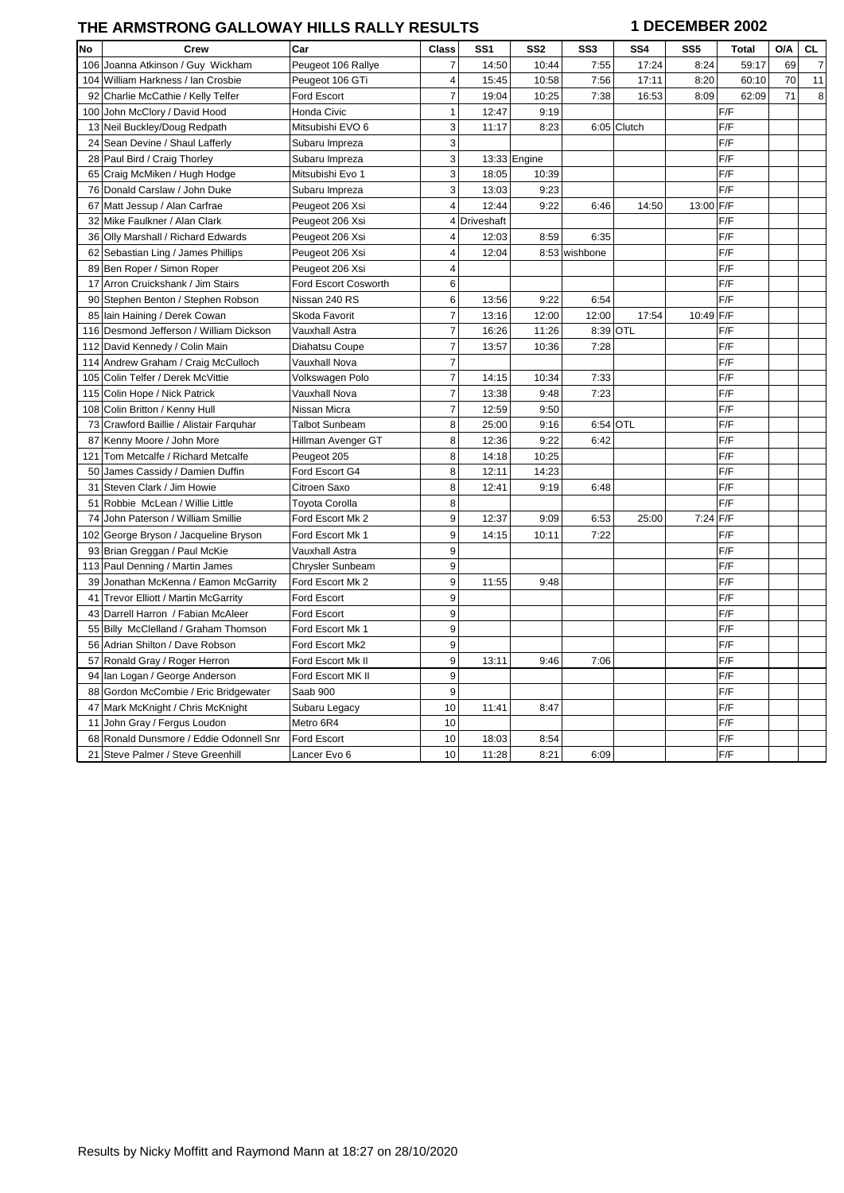## THE ARMSTRONG GALLOWAY HILLS RALLY RESULTS                    1 DECEMBER 2002

| No | Crew | Car | Class | SS1 | SS2 | SS3 | SS4 | SS5 | Total | O/A | CL |
|---|---|---|---|---|---|---|---|---|---|---|---|
| 106 | Joanna Atkinson / Guy Wickham | Peugeot 106 Rallye | 7 | 14:50 | 10:44 | 7:55 | 17:24 | 8:24 | 59:17 | 69 | 7 |
| 104 | William Harkness / Ian Crosbie | Peugeot 106 GTi | 4 | 15:45 | 10:58 | 7:56 | 17:11 | 8:20 | 60:10 | 70 | 11 |
| 92 | Charlie McCathie / Kelly Telfer | Ford Escort | 7 | 19:04 | 10:25 | 7:38 | 16:53 | 8:09 | 62:09 | 71 | 8 |
| 100 | John McClory / David Hood | Honda Civic | 1 | 12:47 | 9:19 | | | | F/F | | |
| 13 | Neil Buckley/Doug Redpath | Mitsubishi EVO 6 | 3 | 11:17 | 8:23 | 6:05 | Clutch | | F/F | | |
| 24 | Sean Devine / Shaul Lafferly | Subaru Impreza | 3 | | | | | | F/F | | |
| 28 | Paul Bird / Craig Thorley | Subaru Impreza | 3 | 13:33 | Engine | | | | F/F | | |
| 65 | Craig McMiken / Hugh Hodge | Mitsubishi Evo 1 | 3 | 18:05 | 10:39 | | | | F/F | | |
| 76 | Donald Carslaw / John Duke | Subaru Impreza | 3 | 13:03 | 9:23 | | | | F/F | | |
| 67 | Matt Jessup / Alan Carfrae | Peugeot 206 Xsi | 4 | 12:44 | 9:22 | 6:46 | 14:50 | 13:00 | F/F | | |
| 32 | Mike Faulkner / Alan Clark | Peugeot 206 Xsi | 4 | Driveshaft | | | | | F/F | | |
| 36 | Olly Marshall / Richard Edwards | Peugeot 206 Xsi | 4 | 12:03 | 8:59 | 6:35 | | | F/F | | |
| 62 | Sebastian Ling / James Phillips | Peugeot 206 Xsi | 4 | 12:04 | 8:53 | wishbone | | | F/F | | |
| 89 | Ben Roper / Simon Roper | Peugeot 206 Xsi | 4 | | | | | | F/F | | |
| 17 | Arron Cruickshank / Jim Stairs | Ford Escort Cosworth | 6 | | | | | | F/F | | |
| 90 | Stephen Benton / Stephen Robson | Nissan 240 RS | 6 | 13:56 | 9:22 | 6:54 | | | F/F | | |
| 85 | Iain Haining / Derek Cowan | Skoda Favorit | 7 | 13:16 | 12:00 | 12:00 | 17:54 | 10:49 | F/F | | |
| 116 | Desmond Jefferson / William Dickson | Vauxhall Astra | 7 | 16:26 | 11:26 | 8:39 | OTL | | F/F | | |
| 112 | David Kennedy / Colin Main | Diahatsu Coupe | 7 | 13:57 | 10:36 | 7:28 | | | F/F | | |
| 114 | Andrew Graham / Craig McCulloch | Vauxhall Nova | 7 | | | | | | F/F | | |
| 105 | Colin Telfer / Derek McVittie | Volkswagen Polo | 7 | 14:15 | 10:34 | 7:33 | | | F/F | | |
| 115 | Colin Hope / Nick Patrick | Vauxhall Nova | 7 | 13:38 | 9:48 | 7:23 | | | F/F | | |
| 108 | Colin Britton / Kenny Hull | Nissan Micra | 7 | 12:59 | 9:50 | | | | F/F | | |
| 73 | Crawford Baillie / Alistair Farquhar | Talbot Sunbeam | 8 | 25:00 | 9:16 | 6:54 | OTL | | F/F | | |
| 87 | Kenny Moore / John More | Hillman Avenger GT | 8 | 12:36 | 9:22 | 6:42 | | | F/F | | |
| 121 | Tom Metcalfe / Richard Metcalfe | Peugeot 205 | 8 | 14:18 | 10:25 | | | | F/F | | |
| 50 | James Cassidy / Damien Duffin | Ford Escort G4 | 8 | 12:11 | 14:23 | | | | F/F | | |
| 31 | Steven Clark / Jim Howie | Citroen Saxo | 8 | 12:41 | 9:19 | 6:48 | | | F/F | | |
| 51 | Robbie McLean / Willie Little | Toyota Corolla | 8 | | | | | | F/F | | |
| 74 | John Paterson / William Smillie | Ford Escort Mk 2 | 9 | 12:37 | 9:09 | 6:53 | 25:00 | 7:24 | F/F | | |
| 102 | George Bryson / Jacqueline Bryson | Ford Escort Mk 1 | 9 | 14:15 | 10:11 | 7:22 | | | F/F | | |
| 93 | Brian Greggan / Paul McKie | Vauxhall Astra | 9 | | | | | | F/F | | |
| 113 | Paul Denning / Martin James | Chrysler Sunbeam | 9 | | | | | | F/F | | |
| 39 | Jonathan McKenna / Eamon McGarrity | Ford Escort Mk 2 | 9 | 11:55 | 9:48 | | | | F/F | | |
| 41 | Trevor Elliott / Martin McGarrity | Ford Escort | 9 | | | | | | F/F | | |
| 43 | Darrell Harron / Fabian McAleer | Ford Escort | 9 | | | | | | F/F | | |
| 55 | Billy McClelland / Graham Thomson | Ford Escort Mk 1 | 9 | | | | | | F/F | | |
| 56 | Adrian Shilton / Dave Robson | Ford Escort Mk2 | 9 | | | | | | F/F | | |
| 57 | Ronald Gray / Roger Herron | Ford Escort Mk II | 9 | 13:11 | 9:46 | 7:06 | | | F/F | | |
| 94 | Ian Logan / George Anderson | Ford Escort MK II | 9 | | | | | | F/F | | |
| 88 | Gordon McCombie / Eric Bridgewater | Saab 900 | 9 | | | | | | F/F | | |
| 47 | Mark McKnight / Chris McKnight | Subaru Legacy | 10 | 11:41 | 8:47 | | | | F/F | | |
| 11 | John Gray / Fergus Loudon | Metro 6R4 | 10 | | | | | | F/F | | |
| 68 | Ronald Dunsmore / Eddie Odonnell Snr | Ford Escort | 10 | 18:03 | 8:54 | | | | F/F | | |
| 21 | Steve Palmer / Steve Greenhill | Lancer Evo 6 | 10 | 11:28 | 8:21 | 6:09 | | | F/F | | |

Results by Nicky Moffitt and Raymond Mann at 18:27 on 28/10/2020